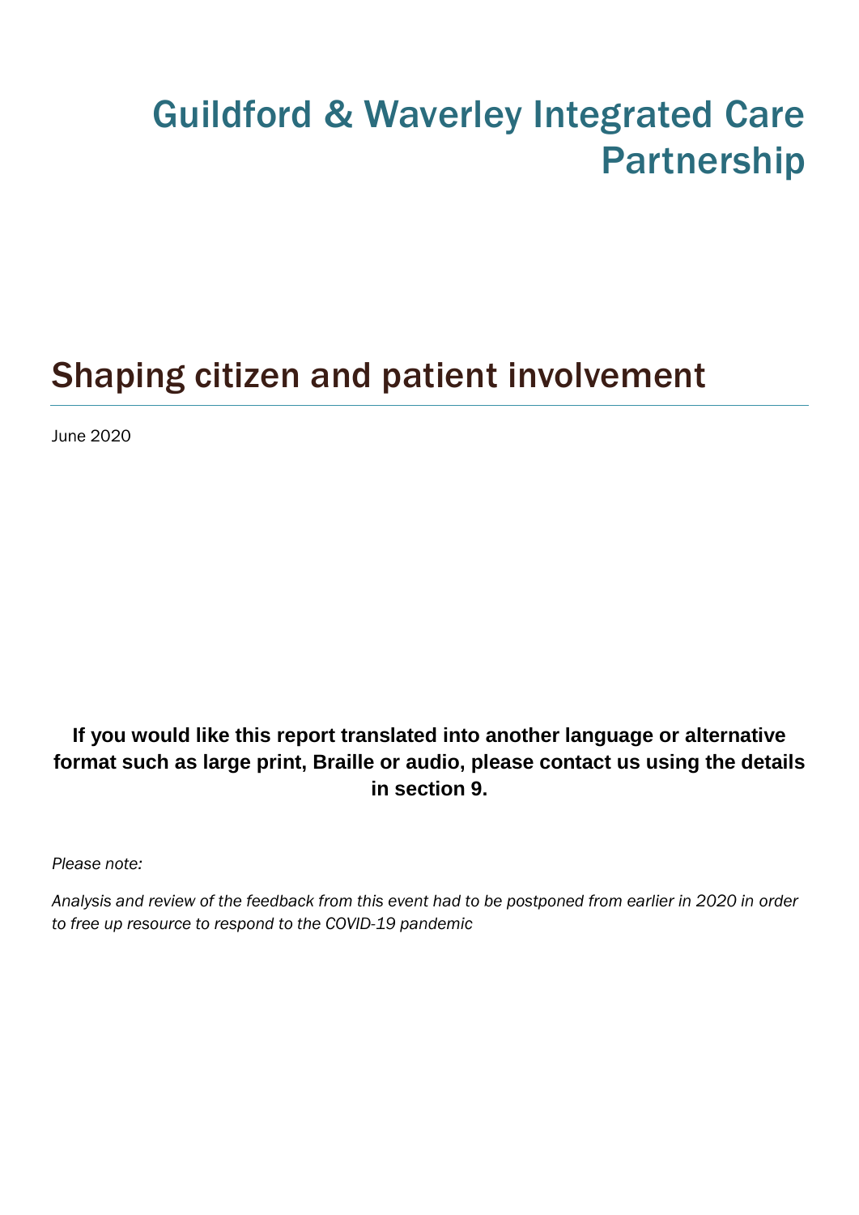# Guildford & Waverley Integrated Care Partnership

## Shaping citizen and patient involvement

June 2020

**If you would like this report translated into another language or alternative format such as large print, Braille or audio, please contact us using the details in section 9.**

*Please note:*

*Analysis and review of the feedback from this event had to be postponed from earlier in 2020 in order to free up resource to respond to the COVID-19 pandemic*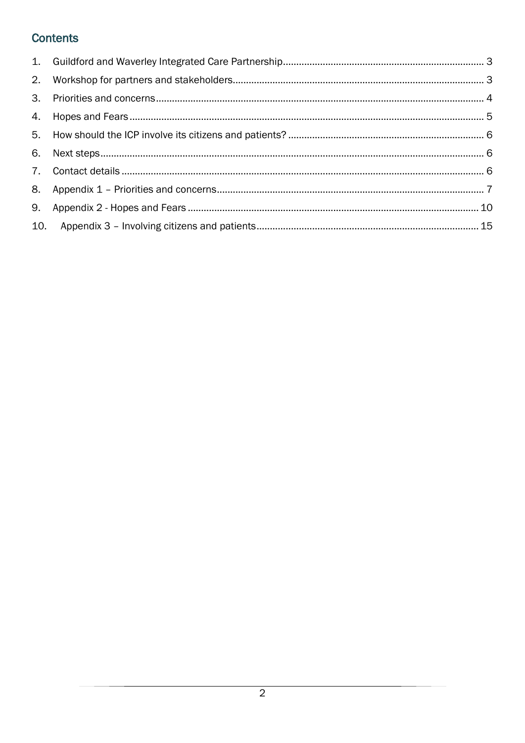## Contents

1. Guildford and Waverley Integrated Care Partnership ........ 3
2. Workshop for partners and stakeholders ........ 3
3. Priorities and concerns ........ 4
4. Hopes and Fears ........ 5
5. How should the ICP involve its citizens and patients? ........ 6
6. Next steps ........ 6
7. Contact details ........ 6
8. Appendix 1 – Priorities and concerns ........ 7
9. Appendix 2 - Hopes and Fears ........ 10
10. Appendix 3 – Involving citizens and patients ........ 15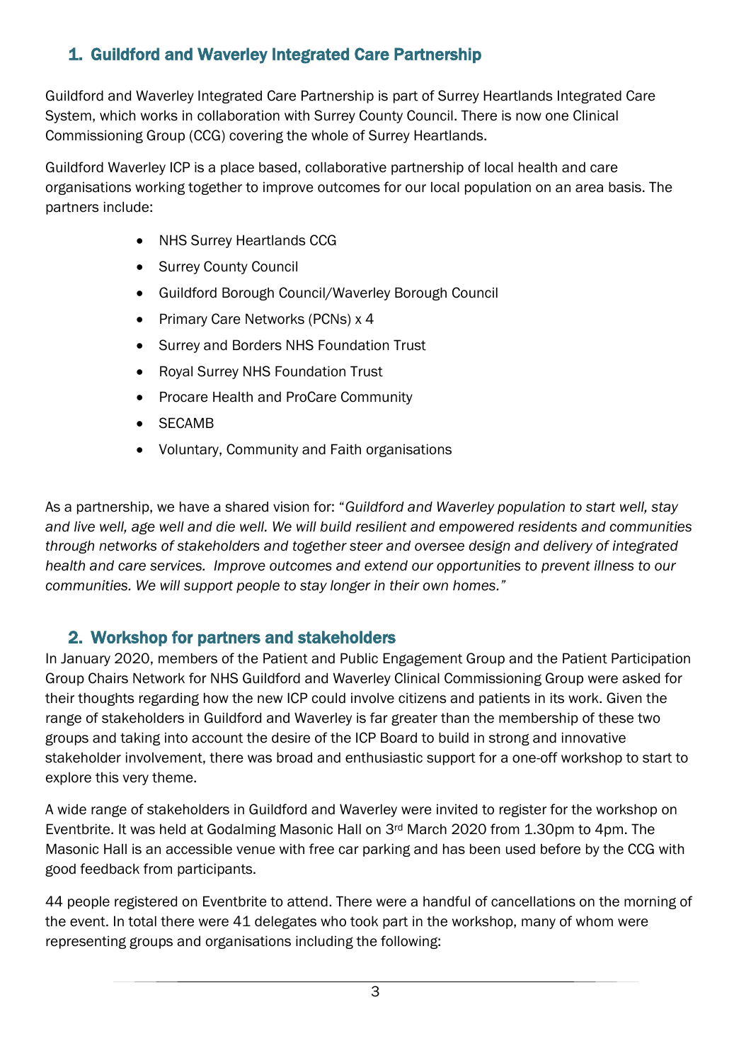## 1. Guildford and Waverley Integrated Care Partnership

Guildford and Waverley Integrated Care Partnership is part of Surrey Heartlands Integrated Care System, which works in collaboration with Surrey County Council. There is now one Clinical Commissioning Group (CCG) covering the whole of Surrey Heartlands.

Guildford Waverley ICP is a place based, collaborative partnership of local health and care organisations working together to improve outcomes for our local population on an area basis. The partners include:

- NHS Surrey Heartlands CCG
- Surrey County Council
- Guildford Borough Council/Waverley Borough Council
- Primary Care Networks (PCNs) x 4
- Surrey and Borders NHS Foundation Trust
- Royal Surrey NHS Foundation Trust
- Procare Health and ProCare Community
- SECAMB
- Voluntary, Community and Faith organisations

As a partnership, we have a shared vision for: "*Guildford and Waverley population to start well, stay and live well, age well and die well. We will build resilient and empowered residents and communities through networks of stakeholders and together steer and oversee design and delivery of integrated health and care services. Improve outcomes and extend our opportunities to prevent illness to our communities. We will support people to stay longer in their own homes.*"

## 2. Workshop for partners and stakeholders

In January 2020, members of the Patient and Public Engagement Group and the Patient Participation Group Chairs Network for NHS Guildford and Waverley Clinical Commissioning Group were asked for their thoughts regarding how the new ICP could involve citizens and patients in its work. Given the range of stakeholders in Guildford and Waverley is far greater than the membership of these two groups and taking into account the desire of the ICP Board to build in strong and innovative stakeholder involvement, there was broad and enthusiastic support for a one-off workshop to start to explore this very theme.

A wide range of stakeholders in Guildford and Waverley were invited to register for the workshop on Eventbrite. It was held at Godalming Masonic Hall on 3rd March 2020 from 1.30pm to 4pm. The Masonic Hall is an accessible venue with free car parking and has been used before by the CCG with good feedback from participants.

44 people registered on Eventbrite to attend. There were a handful of cancellations on the morning of the event. In total there were 41 delegates who took part in the workshop, many of whom were representing groups and organisations including the following: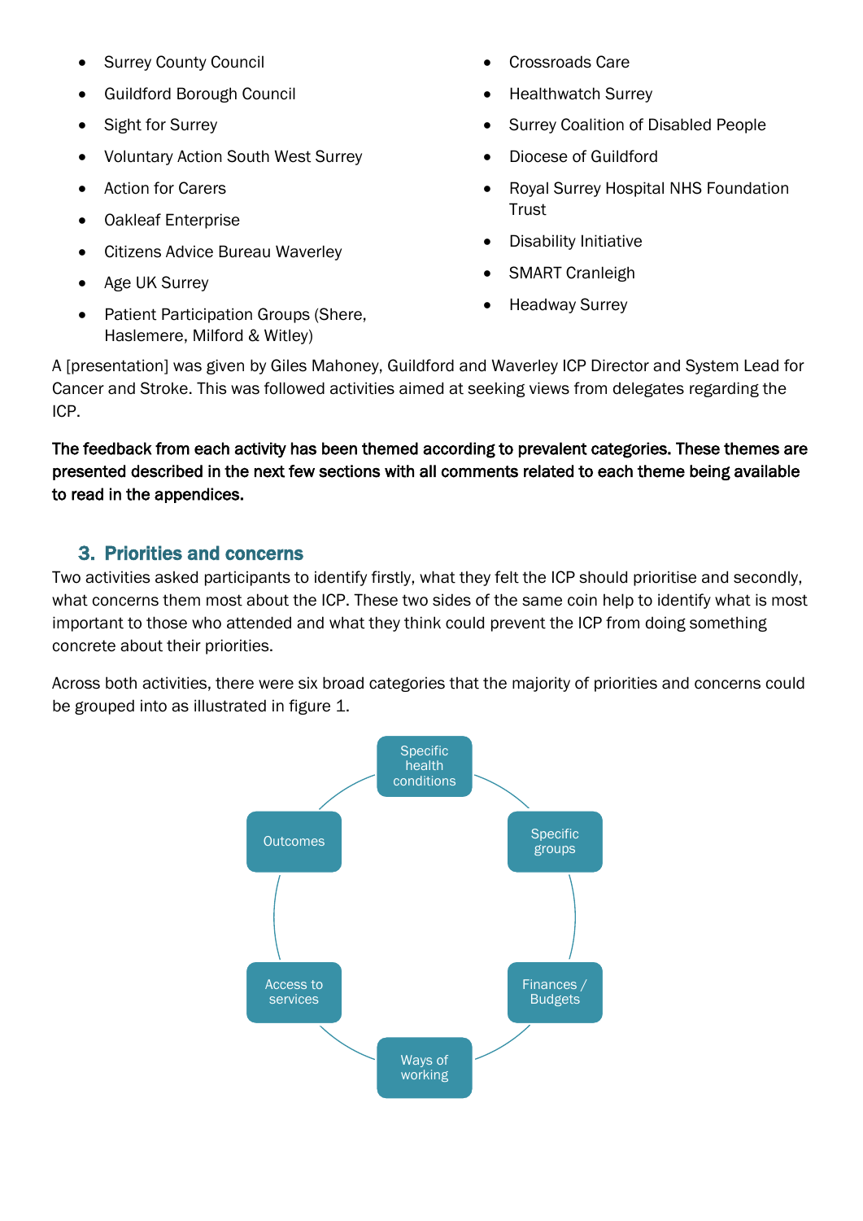- Surrey County Council
- Guildford Borough Council
- Sight for Surrey
- Voluntary Action South West Surrey
- Action for Carers
- Oakleaf Enterprise
- Citizens Advice Bureau Waverley
- Age UK Surrey
- Patient Participation Groups (Shere, Haslemere, Milford & Witley)
- Crossroads Care
- Healthwatch Surrey
- Surrey Coalition of Disabled People
- Diocese of Guildford
- Royal Surrey Hospital NHS Foundation Trust
- Disability Initiative
- SMART Cranleigh
- Headway Surrey

A [presentation] was given by Giles Mahoney, Guildford and Waverley ICP Director and System Lead for Cancer and Stroke. This was followed activities aimed at seeking views from delegates regarding the ICP.

**The feedback from each activity has been themed according to prevalent categories. These themes are presented described in the next few sections with all comments related to each theme being available to read in the appendices.**

## 3. Priorities and concerns

Two activities asked participants to identify firstly, what they felt the ICP should prioritise and secondly, what concerns them most about the ICP. These two sides of the same coin help to identify what is most important to those who attended and what they think could prevent the ICP from doing something concrete about their priorities.

Across both activities, there were six broad categories that the majority of priorities and concerns could be grouped into as illustrated in figure 1.

- Specific health conditions
- Specific groups
- Finances / Budgets
- Ways of working
- Access to services
- Outcomes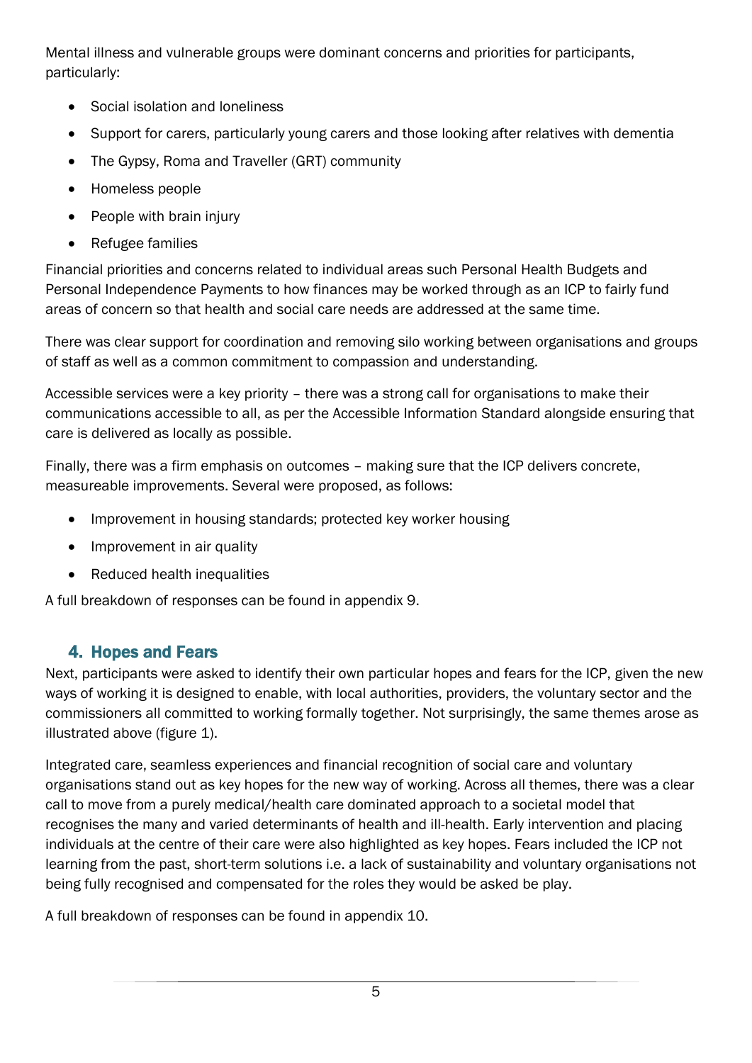Mental illness and vulnerable groups were dominant concerns and priorities for participants, particularly:

- Social isolation and loneliness
- Support for carers, particularly young carers and those looking after relatives with dementia
- The Gypsy, Roma and Traveller (GRT) community
- Homeless people
- People with brain injury
- Refugee families

Financial priorities and concerns related to individual areas such Personal Health Budgets and Personal Independence Payments to how finances may be worked through as an ICP to fairly fund areas of concern so that health and social care needs are addressed at the same time.

There was clear support for coordination and removing silo working between organisations and groups of staff as well as a common commitment to compassion and understanding.

Accessible services were a key priority – there was a strong call for organisations to make their communications accessible to all, as per the Accessible Information Standard alongside ensuring that care is delivered as locally as possible.

Finally, there was a firm emphasis on outcomes – making sure that the ICP delivers concrete, measureable improvements. Several were proposed, as follows:

- Improvement in housing standards; protected key worker housing
- Improvement in air quality
- Reduced health inequalities

A full breakdown of responses can be found in appendix 9.

## 4. Hopes and Fears

Next, participants were asked to identify their own particular hopes and fears for the ICP, given the new ways of working it is designed to enable, with local authorities, providers, the voluntary sector and the commissioners all committed to working formally together. Not surprisingly, the same themes arose as illustrated above (figure 1).

Integrated care, seamless experiences and financial recognition of social care and voluntary organisations stand out as key hopes for the new way of working. Across all themes, there was a clear call to move from a purely medical/health care dominated approach to a societal model that recognises the many and varied determinants of health and ill-health. Early intervention and placing individuals at the centre of their care were also highlighted as key hopes. Fears included the ICP not learning from the past, short-term solutions i.e. a lack of sustainability and voluntary organisations not being fully recognised and compensated for the roles they would be asked be play.

A full breakdown of responses can be found in appendix 10.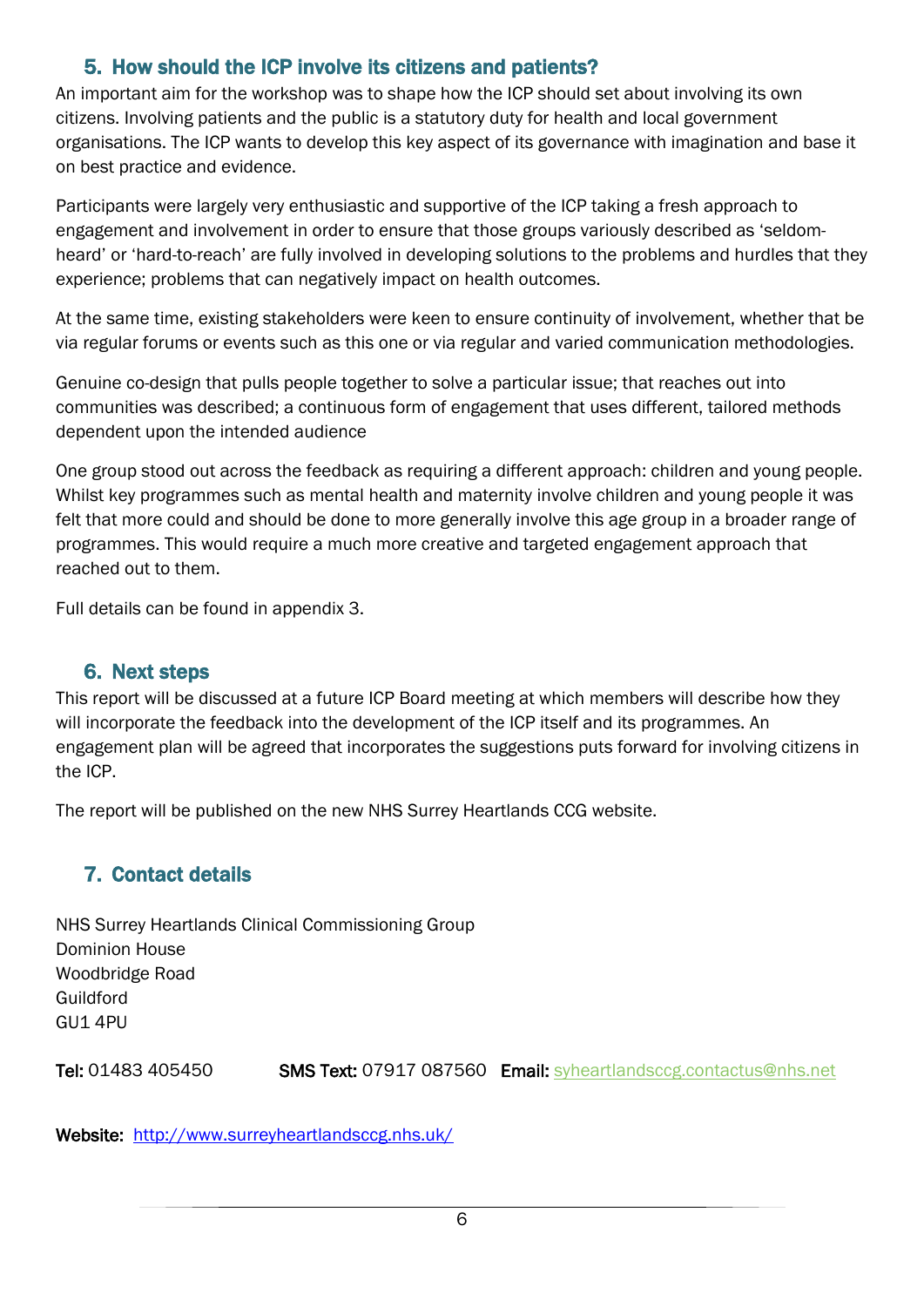## 5. How should the ICP involve its citizens and patients?

An important aim for the workshop was to shape how the ICP should set about involving its own citizens. Involving patients and the public is a statutory duty for health and local government organisations. The ICP wants to develop this key aspect of its governance with imagination and base it on best practice and evidence.

Participants were largely very enthusiastic and supportive of the ICP taking a fresh approach to engagement and involvement in order to ensure that those groups variously described as 'seldom-heard' or 'hard-to-reach' are fully involved in developing solutions to the problems and hurdles that they experience; problems that can negatively impact on health outcomes.

At the same time, existing stakeholders were keen to ensure continuity of involvement, whether that be via regular forums or events such as this one or via regular and varied communication methodologies.

Genuine co-design that pulls people together to solve a particular issue; that reaches out into communities was described; a continuous form of engagement that uses different, tailored methods dependent upon the intended audience

One group stood out across the feedback as requiring a different approach: children and young people. Whilst key programmes such as mental health and maternity involve children and young people it was felt that more could and should be done to more generally involve this age group in a broader range of programmes. This would require a much more creative and targeted engagement approach that reached out to them.

Full details can be found in appendix 3.

## 6. Next steps

This report will be discussed at a future ICP Board meeting at which members will describe how they will incorporate the feedback into the development of the ICP itself and its programmes. An engagement plan will be agreed that incorporates the suggestions puts forward for involving citizens in the ICP.

The report will be published on the new NHS Surrey Heartlands CCG website.

## 7. Contact details

NHS Surrey Heartlands Clinical Commissioning Group
Dominion House
Woodbridge Road
Guildford
GU1 4PU

**Tel:** 01483 405450 **SMS Text:** 07917 087560 **Email:** syheartlandsccg.contactus@nhs.net

**Website:** http://www.surreyheartlandsccg.nhs.uk/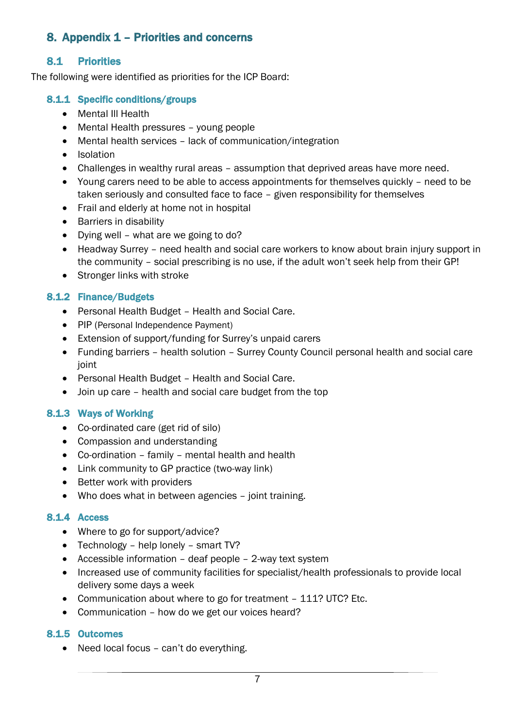## 8. Appendix 1 – Priorities and concerns

### 8.1 Priorities

The following were identified as priorities for the ICP Board:

#### 8.1.1 Specific conditions/groups

- Mental Ill Health
- Mental Health pressures – young people
- Mental health services – lack of communication/integration
- Isolation
- Challenges in wealthy rural areas – assumption that deprived areas have more need.
- Young carers need to be able to access appointments for themselves quickly – need to be taken seriously and consulted face to face – given responsibility for themselves
- Frail and elderly at home not in hospital
- Barriers in disability
- Dying well – what are we going to do?
- Headway Surrey – need health and social care workers to know about brain injury support in the community – social prescribing is no use, if the adult won't seek help from their GP!
- Stronger links with stroke

#### 8.1.2 Finance/Budgets

- Personal Health Budget – Health and Social Care.
- PIP (Personal Independence Payment)
- Extension of support/funding for Surrey's unpaid carers
- Funding barriers – health solution – Surrey County Council personal health and social care joint
- Personal Health Budget – Health and Social Care.
- Join up care – health and social care budget from the top

#### 8.1.3 Ways of Working

- Co-ordinated care (get rid of silo)
- Compassion and understanding
- Co-ordination – family – mental health and health
- Link community to GP practice (two-way link)
- Better work with providers
- Who does what in between agencies – joint training.

#### 8.1.4 Access

- Where to go for support/advice?
- Technology – help lonely – smart TV?
- Accessible information – deaf people – 2-way text system
- Increased use of community facilities for specialist/health professionals to provide local delivery some days a week
- Communication about where to go for treatment – 111? UTC? Etc.
- Communication – how do we get our voices heard?

#### 8.1.5 Outcomes

- Need local focus – can't do everything.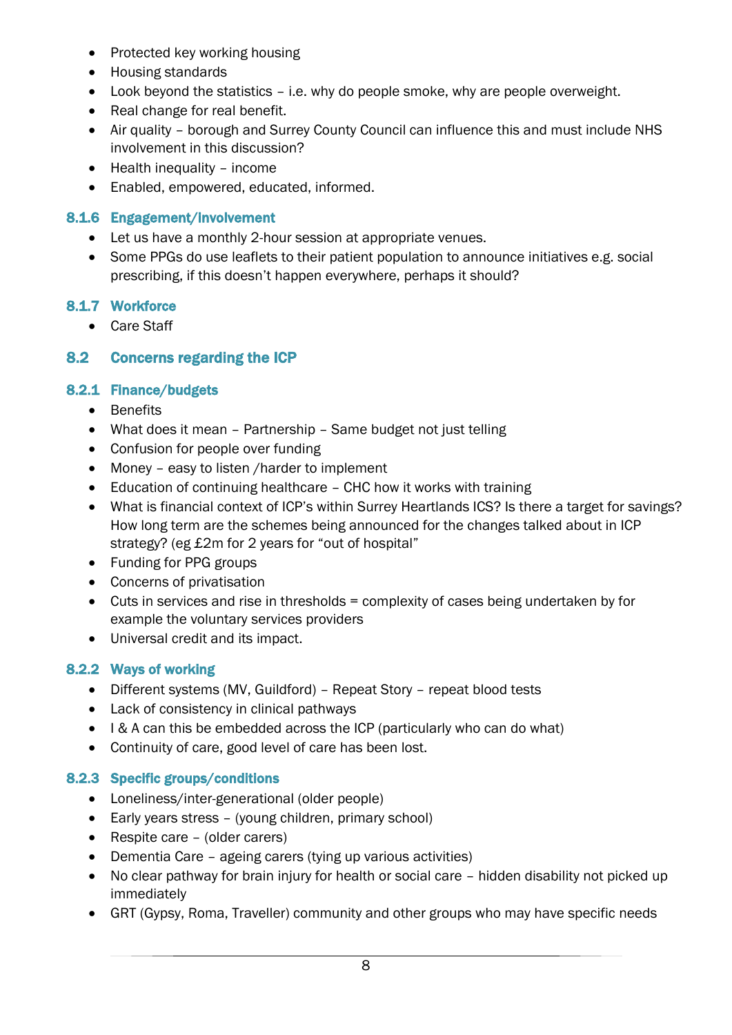- Protected key working housing
- Housing standards
- Look beyond the statistics – i.e. why do people smoke, why are people overweight.
- Real change for real benefit.
- Air quality – borough and Surrey County Council can influence this and must include NHS involvement in this discussion?
- Health inequality – income
- Enabled, empowered, educated, informed.

### 8.1.6 Engagement/Involvement

- Let us have a monthly 2-hour session at appropriate venues.
- Some PPGs do use leaflets to their patient population to announce initiatives e.g. social prescribing, if this doesn't happen everywhere, perhaps it should?

### 8.1.7 Workforce

- Care Staff

## 8.2 Concerns regarding the ICP

### 8.2.1 Finance/budgets

- Benefits
- What does it mean – Partnership – Same budget not just telling
- Confusion for people over funding
- Money – easy to listen /harder to implement
- Education of continuing healthcare – CHC how it works with training
- What is financial context of ICP's within Surrey Heartlands ICS? Is there a target for savings? How long term are the schemes being announced for the changes talked about in ICP strategy? (eg £2m for 2 years for "out of hospital"
- Funding for PPG groups
- Concerns of privatisation
- Cuts in services and rise in thresholds = complexity of cases being undertaken by for example the voluntary services providers
- Universal credit and its impact.

### 8.2.2 Ways of working

- Different systems (MV, Guildford) – Repeat Story – repeat blood tests
- Lack of consistency in clinical pathways
- I & A can this be embedded across the ICP (particularly who can do what)
- Continuity of care, good level of care has been lost.

### 8.2.3 Specific groups/conditions

- Loneliness/inter-generational (older people)
- Early years stress – (young children, primary school)
- Respite care – (older carers)
- Dementia Care – ageing carers (tying up various activities)
- No clear pathway for brain injury for health or social care – hidden disability not picked up immediately
- GRT (Gypsy, Roma, Traveller) community and other groups who may have specific needs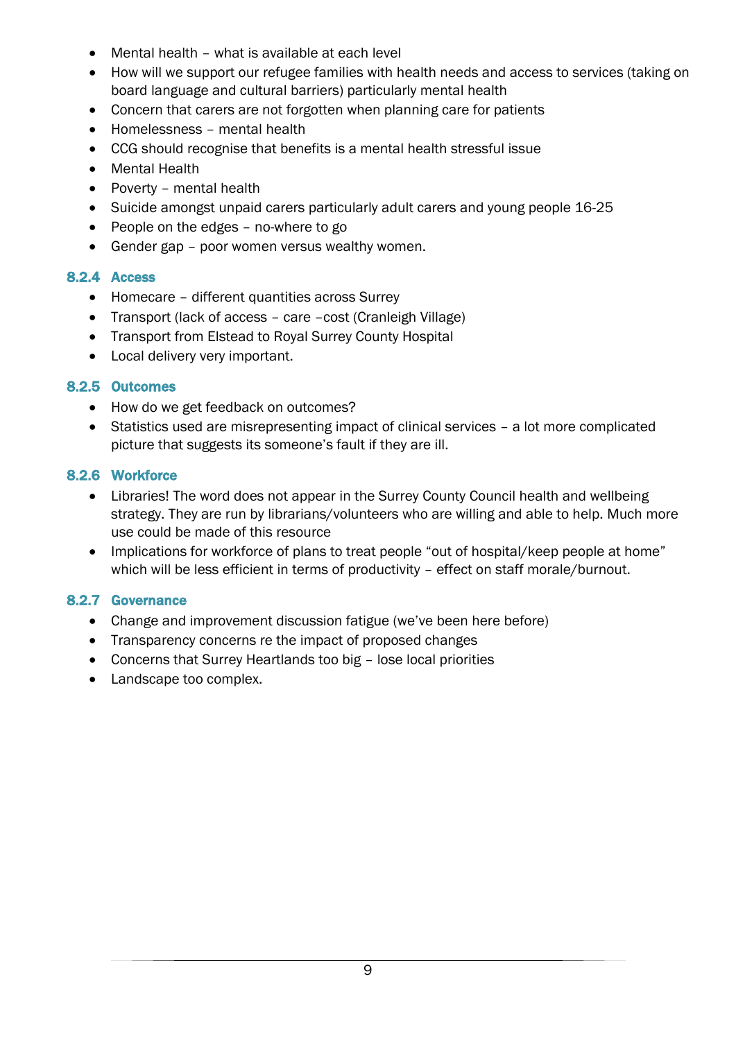- Mental health – what is available at each level
- How will we support our refugee families with health needs and access to services (taking on board language and cultural barriers) particularly mental health
- Concern that carers are not forgotten when planning care for patients
- Homelessness – mental health
- CCG should recognise that benefits is a mental health stressful issue
- Mental Health
- Poverty – mental health
- Suicide amongst unpaid carers particularly adult carers and young people 16-25
- People on the edges – no-where to go
- Gender gap – poor women versus wealthy women.

### 8.2.4 Access

- Homecare – different quantities across Surrey
- Transport (lack of access – care –cost (Cranleigh Village)
- Transport from Elstead to Royal Surrey County Hospital
- Local delivery very important.

### 8.2.5 Outcomes

- How do we get feedback on outcomes?
- Statistics used are misrepresenting impact of clinical services – a lot more complicated picture that suggests its someone's fault if they are ill.

### 8.2.6 Workforce

- Libraries! The word does not appear in the Surrey County Council health and wellbeing strategy. They are run by librarians/volunteers who are willing and able to help. Much more use could be made of this resource
- Implications for workforce of plans to treat people "out of hospital/keep people at home" which will be less efficient in terms of productivity – effect on staff morale/burnout.

### 8.2.7 Governance

- Change and improvement discussion fatigue (we've been here before)
- Transparency concerns re the impact of proposed changes
- Concerns that Surrey Heartlands too big – lose local priorities
- Landscape too complex.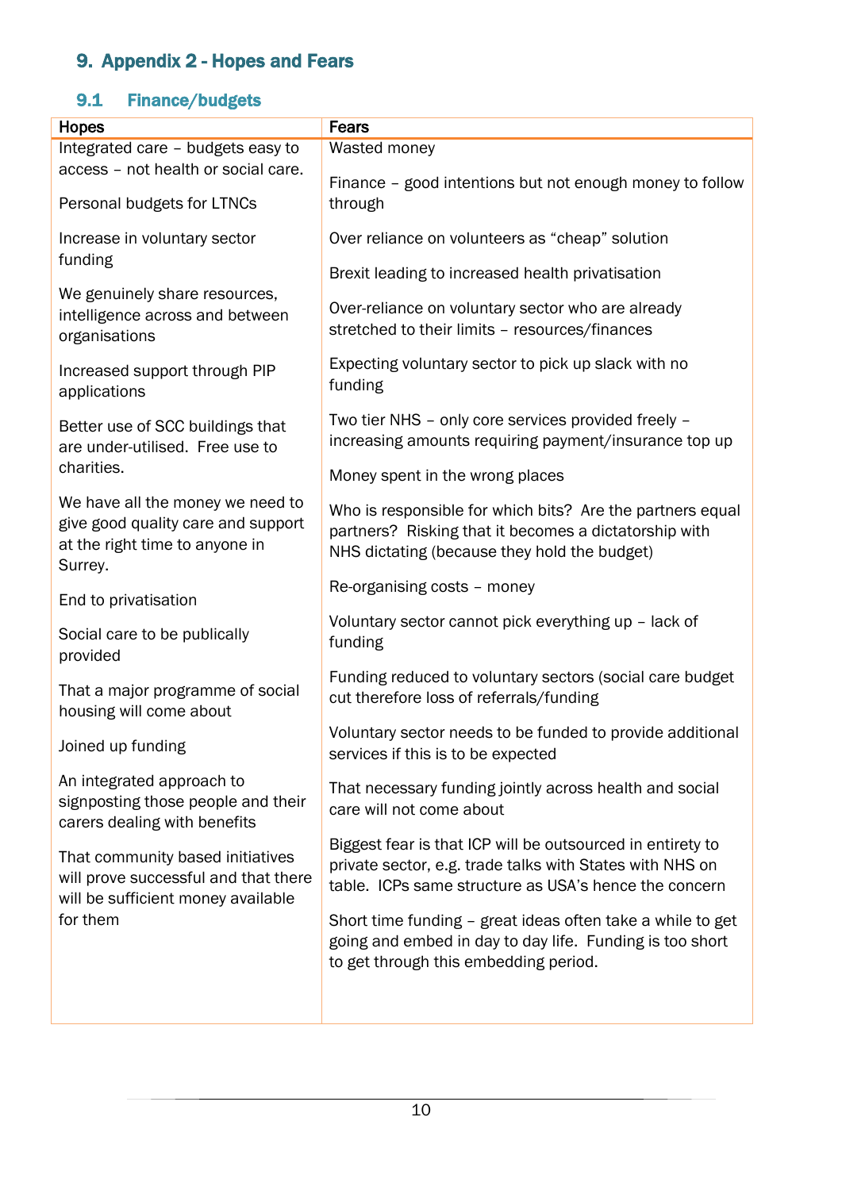## 9. Appendix 2 - Hopes and Fears

### 9.1 Finance/budgets

| Hopes | Fears |
|---|---|
| Integrated care – budgets easy to access – not health or social care.<br><br>Personal budgets for LTNCs<br><br>Increase in voluntary sector funding<br><br>We genuinely share resources, intelligence across and between organisations<br><br>Increased support through PIP applications<br><br>Better use of SCC buildings that are under-utilised. Free use to charities.<br><br>We have all the money we need to give good quality care and support at the right time to anyone in Surrey.<br><br>End to privatisation<br><br>Social care to be publically provided<br><br>That a major programme of social housing will come about<br><br>Joined up funding<br><br>An integrated approach to signposting those people and their carers dealing with benefits<br><br>That community based initiatives will prove successful and that there will be sufficient money available for them | Wasted money<br><br>Finance – good intentions but not enough money to follow through<br><br>Over reliance on volunteers as "cheap" solution<br><br>Brexit leading to increased health privatisation<br><br>Over-reliance on voluntary sector who are already stretched to their limits – resources/finances<br><br>Expecting voluntary sector to pick up slack with no funding<br><br>Two tier NHS – only core services provided freely – increasing amounts requiring payment/insurance top up<br><br>Money spent in the wrong places<br><br>Who is responsible for which bits? Are the partners equal partners? Risking that it becomes a dictatorship with NHS dictating (because they hold the budget)<br><br>Re-organising costs – money<br><br>Voluntary sector cannot pick everything up – lack of funding<br><br>Funding reduced to voluntary sectors (social care budget cut therefore loss of referrals/funding<br><br>Voluntary sector needs to be funded to provide additional services if this is to be expected<br><br>That necessary funding jointly across health and social care will not come about<br><br>Biggest fear is that ICP will be outsourced in entirety to private sector, e.g. trade talks with States with NHS on table. ICPs same structure as USA's hence the concern<br><br>Short time funding – great ideas often take a while to get going and embed in day to day life. Funding is too short to get through this embedding period. |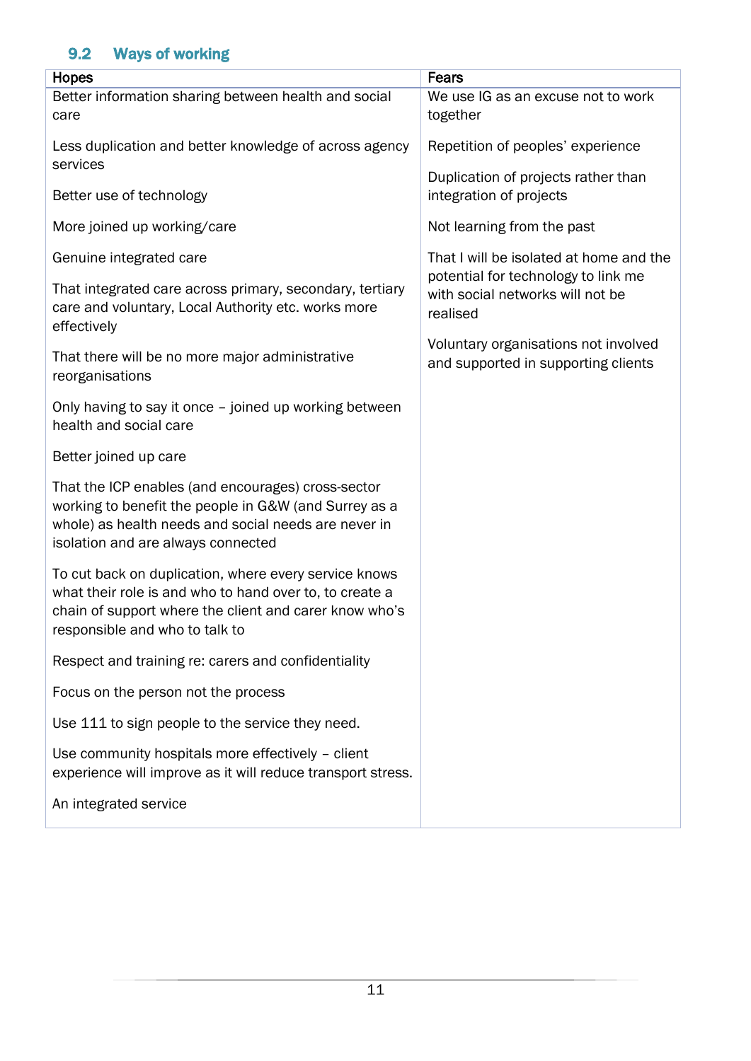## 9.2 Ways of working

| Hopes | Fears |
| --- | --- |
| Better information sharing between health and social care | We use IG as an excuse not to work together |
| Less duplication and better knowledge of across agency services | Repetition of peoples' experience |
| Better use of technology | Duplication of projects rather than integration of projects |
| More joined up working/care | Not learning from the past |
| Genuine integrated care | That I will be isolated at home and the potential for technology to link me with social networks will not be realised |
| That integrated care across primary, secondary, tertiary care and voluntary, Local Authority etc. works more effectively | Voluntary organisations not involved and supported in supporting clients |
| That there will be no more major administrative reorganisations | |
| Only having to say it once – joined up working between health and social care | |
| Better joined up care | |
| That the ICP enables (and encourages) cross-sector working to benefit the people in G&W (and Surrey as a whole) as health needs and social needs are never in isolation and are always connected | |
| To cut back on duplication, where every service knows what their role is and who to hand over to, to create a chain of support where the client and carer know who's responsible and who to talk to | |
| Respect and training re: carers and confidentiality | |
| Focus on the person not the process | |
| Use 111 to sign people to the service they need. | |
| Use community hospitals more effectively – client experience will improve as it will reduce transport stress. | |
| An integrated service | |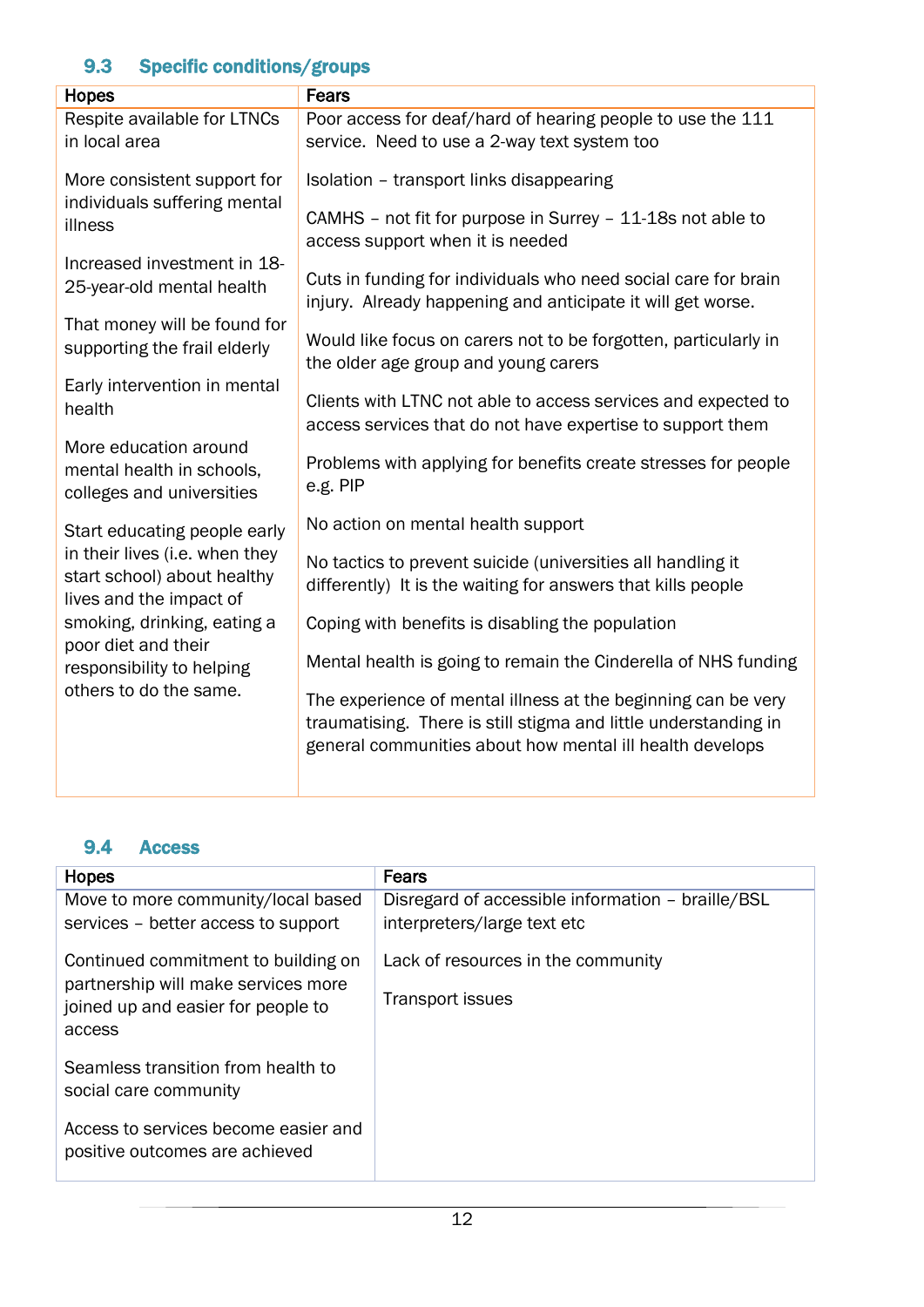### 9.3 Specific conditions/groups

| Hopes | Fears |
|---|---|
| Respite available for LTNCs in local area | Poor access for deaf/hard of hearing people to use the 111 service. Need to use a 2-way text system too |
| More consistent support for individuals suffering mental illness | Isolation – transport links disappearing |
| Increased investment in 18-25-year-old mental health | CAMHS – not fit for purpose in Surrey – 11-18s not able to access support when it is needed |
| That money will be found for supporting the frail elderly | Cuts in funding for individuals who need social care for brain injury. Already happening and anticipate it will get worse. |
| Early intervention in mental health | Would like focus on carers not to be forgotten, particularly in the older age group and young carers |
| More education around mental health in schools, colleges and universities | Clients with LTNC not able to access services and expected to access services that do not have expertise to support them |
| Start educating people early in their lives (i.e. when they start school) about healthy lives and the impact of smoking, drinking, eating a poor diet and their responsibility to helping others to do the same. | Problems with applying for benefits create stresses for people e.g. PIP |
| | No action on mental health support |
| | No tactics to prevent suicide (universities all handling it differently) It is the waiting for answers that kills people |
| | Coping with benefits is disabling the population |
| | Mental health is going to remain the Cinderella of NHS funding |
| | The experience of mental illness at the beginning can be very traumatising. There is still stigma and little understanding in general communities about how mental ill health develops |

### 9.4 Access

| Hopes | Fears |
|---|---|
| Move to more community/local based services – better access to support | Disregard of accessible information – braille/BSL interpreters/large text etc |
| Continued commitment to building on partnership will make services more joined up and easier for people to access | Lack of resources in the community |
| Seamless transition from health to social care community | Transport issues |
| Access to services become easier and positive outcomes are achieved | |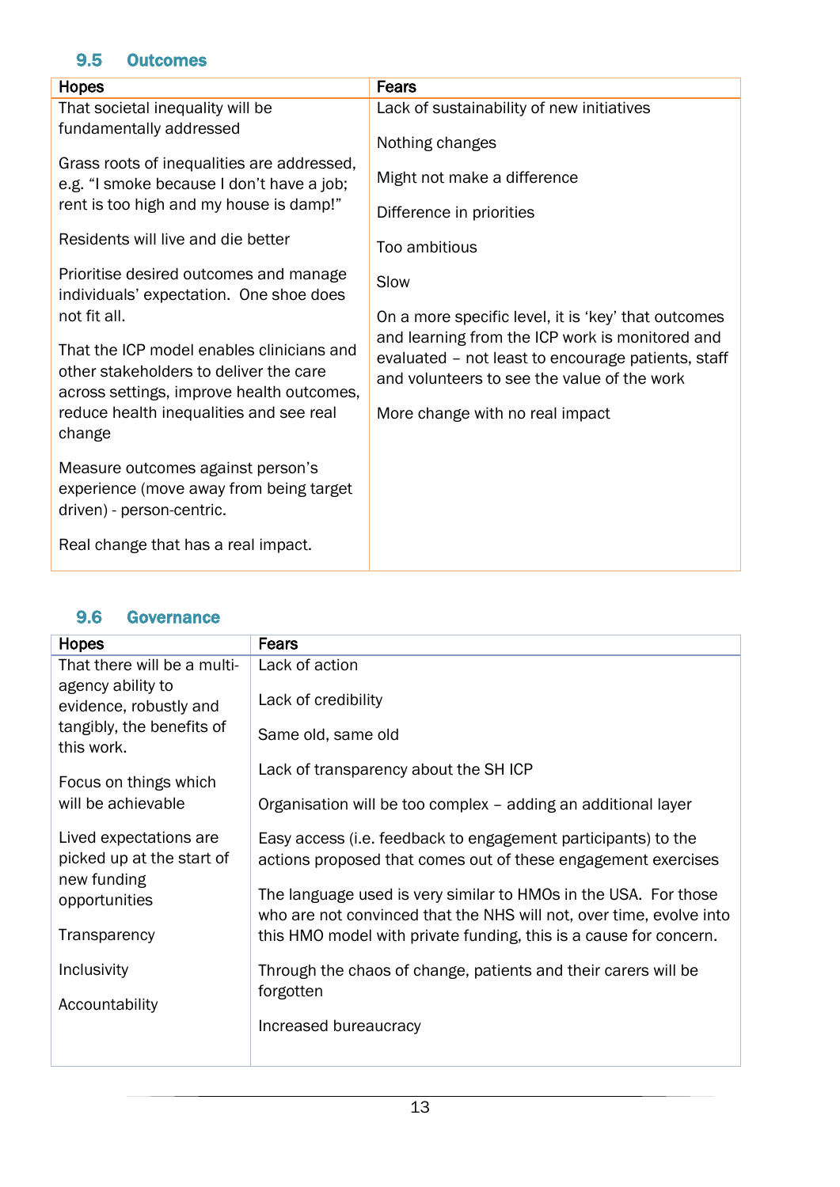### 9.5 Outcomes

| Hopes | Fears |
|---|---|
| That societal inequality will be fundamentally addressed<br><br>Grass roots of inequalities are addressed, e.g. "I smoke because I don't have a job; rent is too high and my house is damp!"<br><br>Residents will live and die better<br><br>Prioritise desired outcomes and manage individuals' expectation. One shoe does not fit all.<br><br>That the ICP model enables clinicians and other stakeholders to deliver the care across settings, improve health outcomes, reduce health inequalities and see real change<br><br>Measure outcomes against person's experience (move away from being target driven) - person-centric.<br><br>Real change that has a real impact. | Lack of sustainability of new initiatives<br><br>Nothing changes<br><br>Might not make a difference<br><br>Difference in priorities<br><br>Too ambitious<br><br>Slow<br><br>On a more specific level, it is 'key' that outcomes and learning from the ICP work is monitored and evaluated – not least to encourage patients, staff and volunteers to see the value of the work<br><br>More change with no real impact |

### 9.6 Governance

| Hopes | Fears |
|---|---|
| That there will be a multi-agency ability to evidence, robustly and tangibly, the benefits of this work.<br><br>Focus on things which will be achievable<br><br>Lived expectations are picked up at the start of new funding opportunities<br><br>Transparency<br><br>Inclusivity<br><br>Accountability | Lack of action<br><br>Lack of credibility<br><br>Same old, same old<br><br>Lack of transparency about the SH ICP<br><br>Organisation will be too complex – adding an additional layer<br><br>Easy access (i.e. feedback to engagement participants) to the actions proposed that comes out of these engagement exercises<br><br>The language used is very similar to HMOs in the USA. For those who are not convinced that the NHS will not, over time, evolve into this HMO model with private funding, this is a cause for concern.<br><br>Through the chaos of change, patients and their carers will be forgotten<br><br>Increased bureaucracy |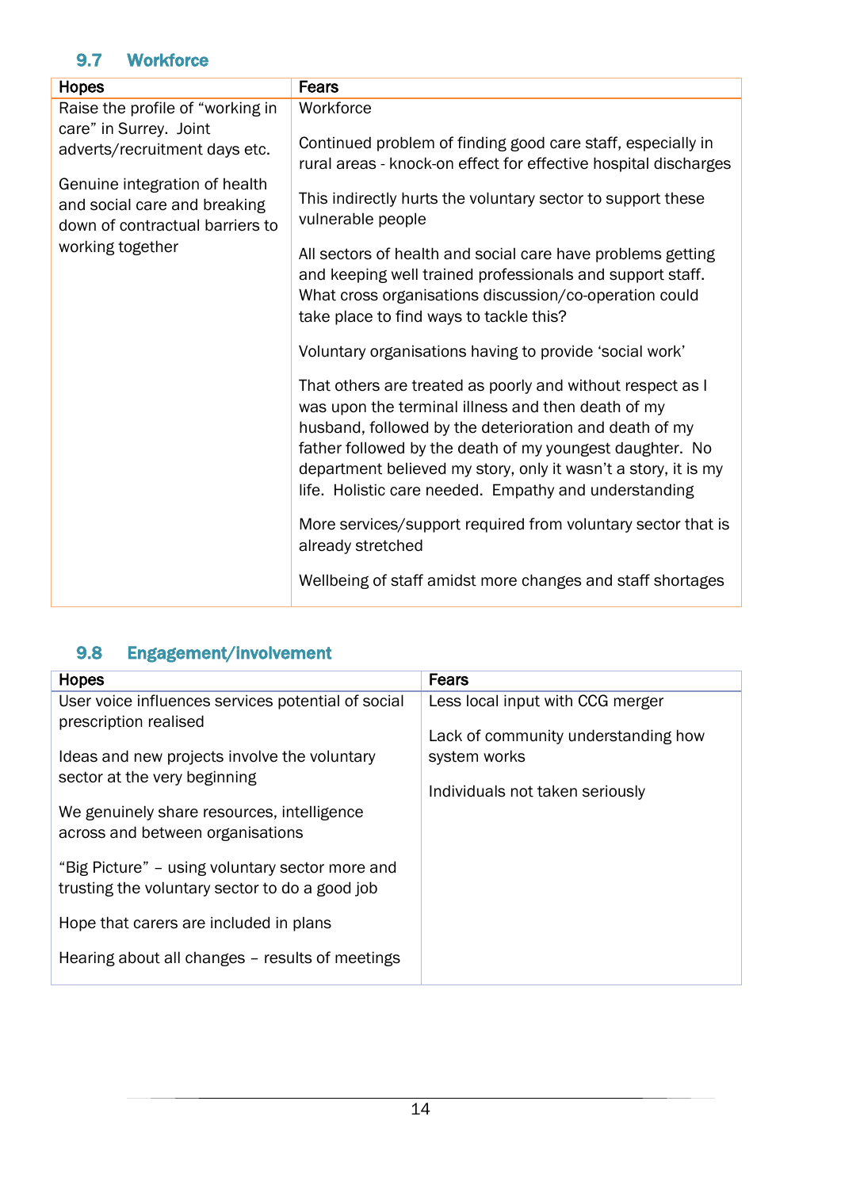## 9.7 Workforce

| Hopes | Fears |
|---|---|
| Raise the profile of "working in care" in Surrey. Joint adverts/recruitment days etc.<br><br>Genuine integration of health and social care and breaking down of contractual barriers to working together | Workforce<br><br>Continued problem of finding good care staff, especially in rural areas - knock-on effect for effective hospital discharges<br><br>This indirectly hurts the voluntary sector to support these vulnerable people<br><br>All sectors of health and social care have problems getting and keeping well trained professionals and support staff. What cross organisations discussion/co-operation could take place to find ways to tackle this?<br><br>Voluntary organisations having to provide 'social work'<br><br>That others are treated as poorly and without respect as I was upon the terminal illness and then death of my husband, followed by the deterioration and death of my father followed by the death of my youngest daughter. No department believed my story, only it wasn't a story, it is my life. Holistic care needed. Empathy and understanding<br><br>More services/support required from voluntary sector that is already stretched<br><br>Wellbeing of staff amidst more changes and staff shortages |

## 9.8 Engagement/Involvement

| Hopes | Fears |
|---|---|
| User voice influences services potential of social prescription realised<br><br>Ideas and new projects involve the voluntary sector at the very beginning<br><br>We genuinely share resources, intelligence across and between organisations<br><br>"Big Picture" – using voluntary sector more and trusting the voluntary sector to do a good job<br><br>Hope that carers are included in plans<br><br>Hearing about all changes – results of meetings | Less local input with CCG merger<br><br>Lack of community understanding how system works<br><br>Individuals not taken seriously |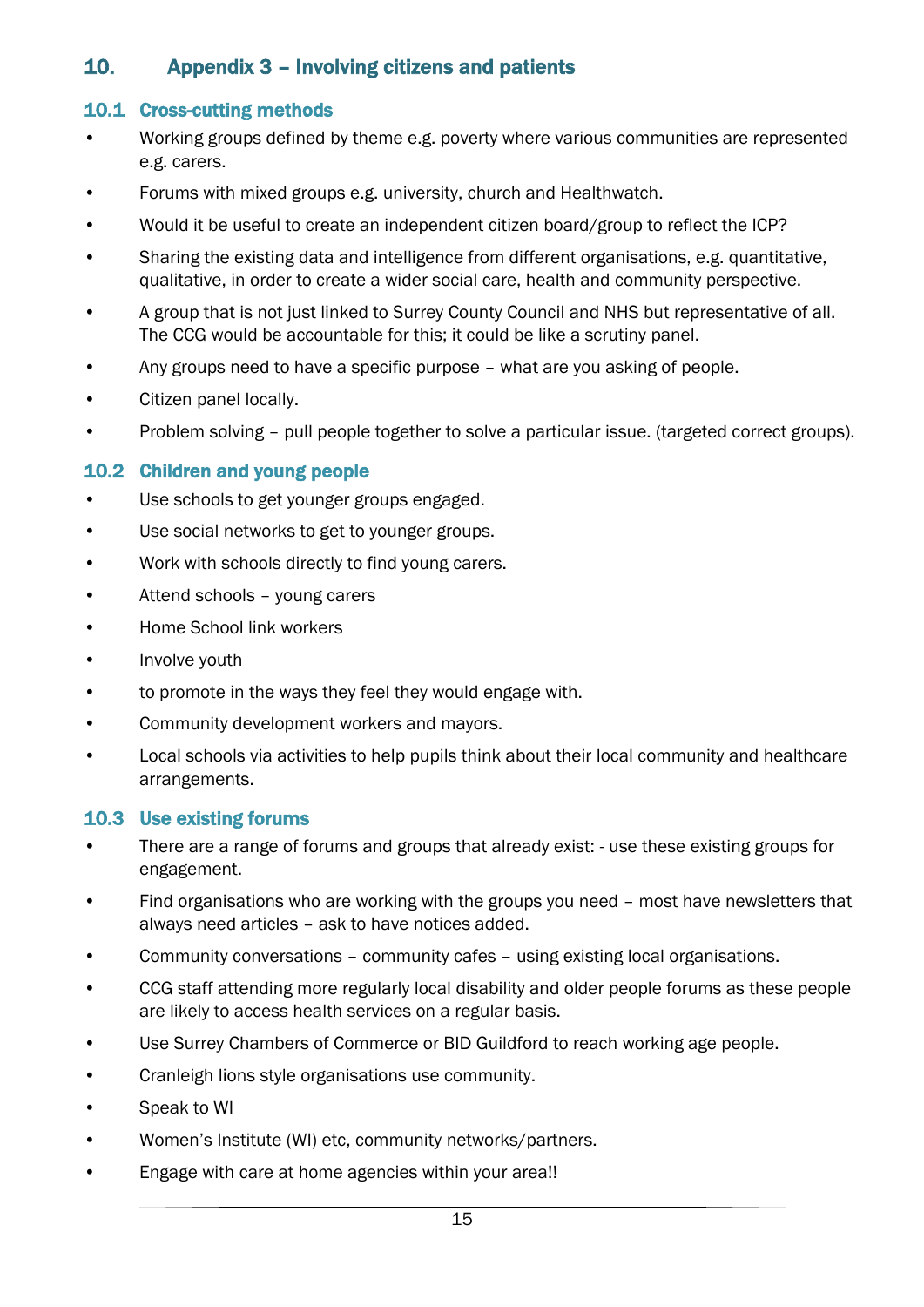## 10. Appendix 3 – Involving citizens and patients

### 10.1 Cross-cutting methods

- Working groups defined by theme e.g. poverty where various communities are represented e.g. carers.
- Forums with mixed groups e.g. university, church and Healthwatch.
- Would it be useful to create an independent citizen board/group to reflect the ICP?
- Sharing the existing data and intelligence from different organisations, e.g. quantitative, qualitative, in order to create a wider social care, health and community perspective.
- A group that is not just linked to Surrey County Council and NHS but representative of all. The CCG would be accountable for this; it could be like a scrutiny panel.
- Any groups need to have a specific purpose – what are you asking of people.
- Citizen panel locally.
- Problem solving – pull people together to solve a particular issue. (targeted correct groups).

### 10.2 Children and young people

- Use schools to get younger groups engaged.
- Use social networks to get to younger groups.
- Work with schools directly to find young carers.
- Attend schools – young carers
- Home School link workers
- Involve youth
- to promote in the ways they feel they would engage with.
- Community development workers and mayors.
- Local schools via activities to help pupils think about their local community and healthcare arrangements.

### 10.3 Use existing forums

- There are a range of forums and groups that already exist: - use these existing groups for engagement.
- Find organisations who are working with the groups you need – most have newsletters that always need articles – ask to have notices added.
- Community conversations – community cafes – using existing local organisations.
- CCG staff attending more regularly local disability and older people forums as these people are likely to access health services on a regular basis.
- Use Surrey Chambers of Commerce or BID Guildford to reach working age people.
- Cranleigh lions style organisations use community.
- Speak to WI
- Women's Institute (WI) etc, community networks/partners.
- Engage with care at home agencies within your area!!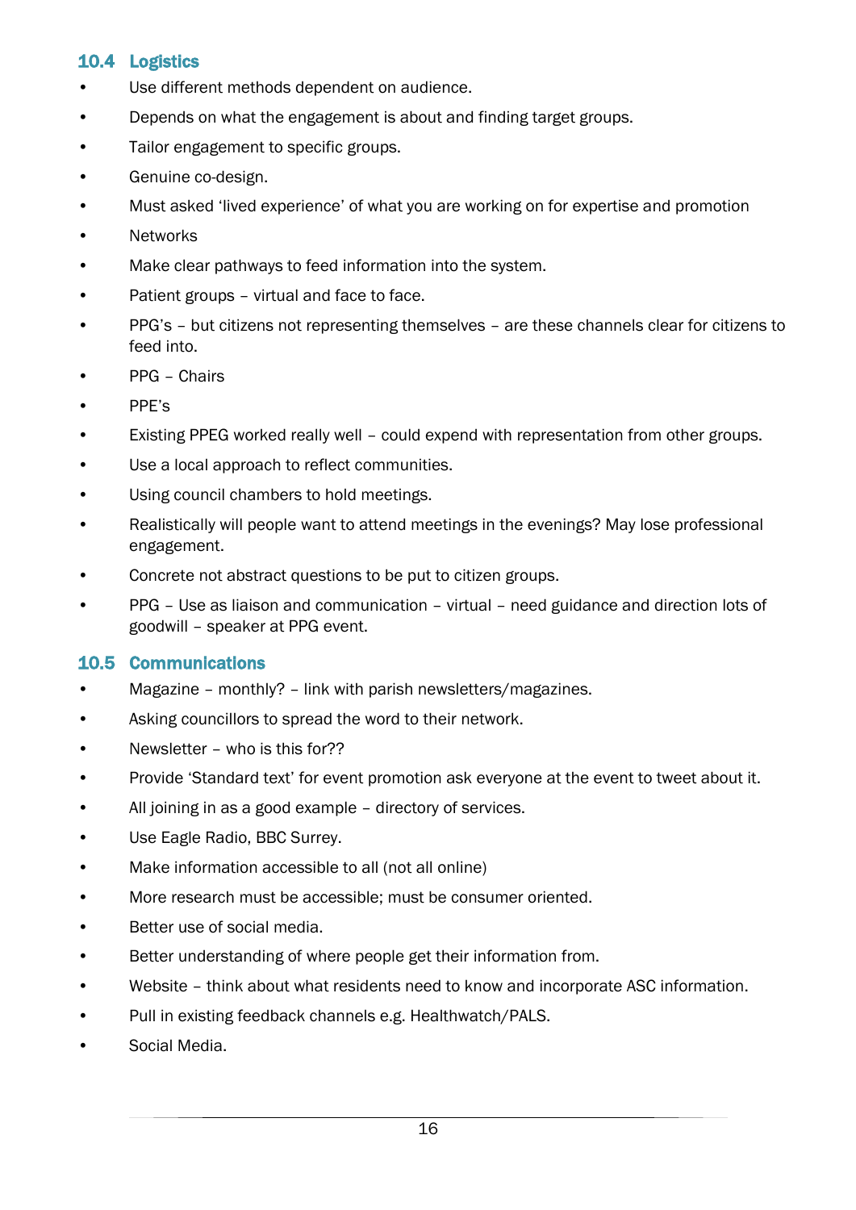## 10.4 Logistics

- Use different methods dependent on audience.
- Depends on what the engagement is about and finding target groups.
- Tailor engagement to specific groups.
- Genuine co-design.
- Must asked 'lived experience' of what you are working on for expertise and promotion
- Networks
- Make clear pathways to feed information into the system.
- Patient groups – virtual and face to face.
- PPG's – but citizens not representing themselves – are these channels clear for citizens to feed into.
- PPG – Chairs
- PPE's
- Existing PPEG worked really well – could expend with representation from other groups.
- Use a local approach to reflect communities.
- Using council chambers to hold meetings.
- Realistically will people want to attend meetings in the evenings? May lose professional engagement.
- Concrete not abstract questions to be put to citizen groups.
- PPG – Use as liaison and communication – virtual – need guidance and direction lots of goodwill – speaker at PPG event.

## 10.5 Communications

- Magazine – monthly? – link with parish newsletters/magazines.
- Asking councillors to spread the word to their network.
- Newsletter – who is this for??
- Provide 'Standard text' for event promotion ask everyone at the event to tweet about it.
- All joining in as a good example – directory of services.
- Use Eagle Radio, BBC Surrey.
- Make information accessible to all (not all online)
- More research must be accessible; must be consumer oriented.
- Better use of social media.
- Better understanding of where people get their information from.
- Website – think about what residents need to know and incorporate ASC information.
- Pull in existing feedback channels e.g. Healthwatch/PALS.
- Social Media.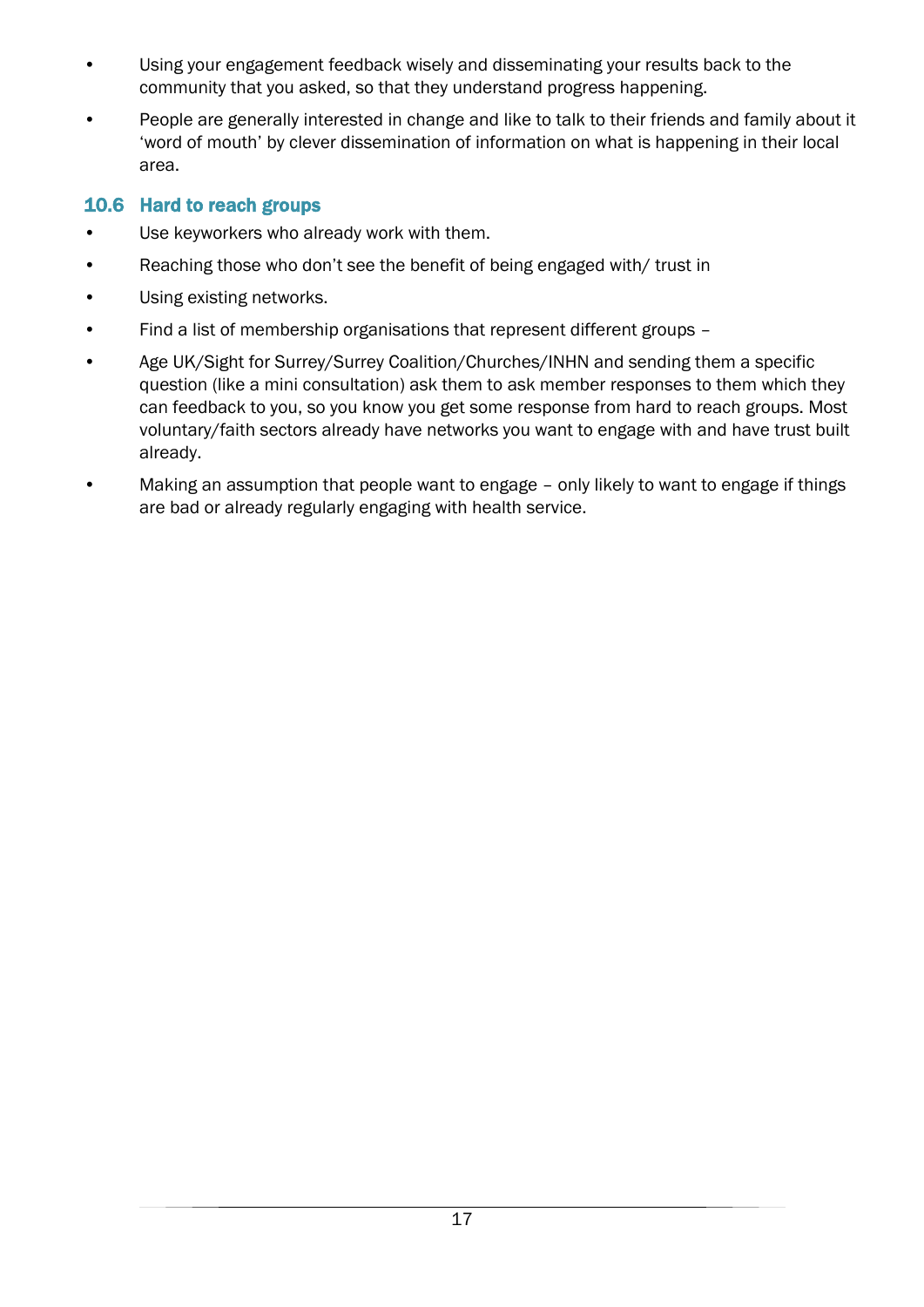- Using your engagement feedback wisely and disseminating your results back to the community that you asked, so that they understand progress happening.
- People are generally interested in change and like to talk to their friends and family about it 'word of mouth' by clever dissemination of information on what is happening in their local area.

### 10.6 Hard to reach groups

- Use keyworkers who already work with them.
- Reaching those who don't see the benefit of being engaged with/ trust in
- Using existing networks.
- Find a list of membership organisations that represent different groups –
- Age UK/Sight for Surrey/Surrey Coalition/Churches/INHN and sending them a specific question (like a mini consultation) ask them to ask member responses to them which they can feedback to you, so you know you get some response from hard to reach groups. Most voluntary/faith sectors already have networks you want to engage with and have trust built already.
- Making an assumption that people want to engage – only likely to want to engage if things are bad or already regularly engaging with health service.